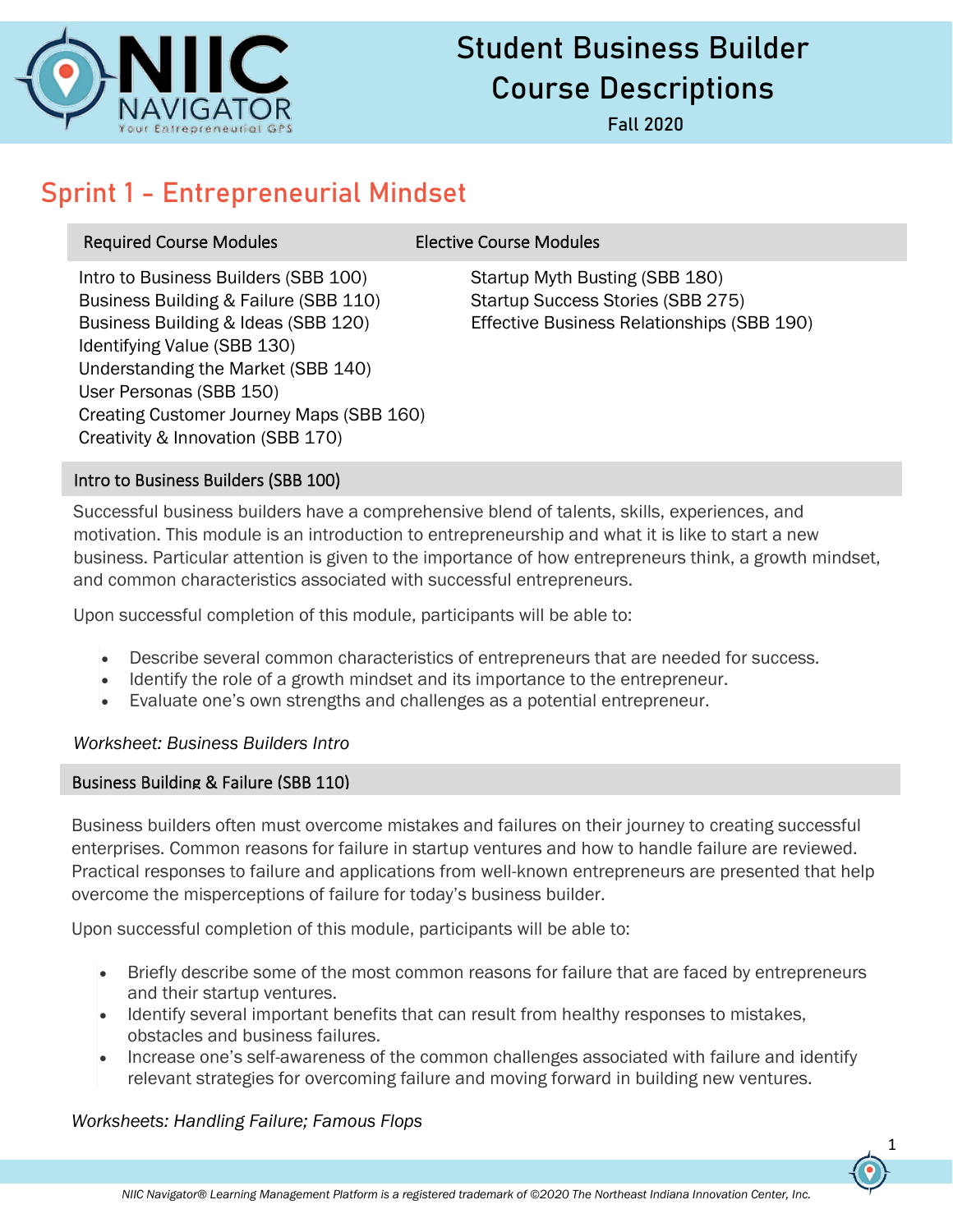# Student Business Builder Course Descriptions

Fall 2020

## Sprint 1 - Entrepreneurial Mindset

| Required Course Modules | Elective Course Modules |
| --- | --- |
| Intro to Business Builders (SBB 100) | Startup Myth Busting (SBB 180) |
| Business Building & Failure (SBB 110) | Startup Success Stories (SBB 275) |
| Business Building & Ideas (SBB 120) | Effective Business Relationships (SBB 190) |
| Identifying Value (SBB 130) | |
| Understanding the Market (SBB 140) | |
| User Personas (SBB 150) | |
| Creating Customer Journey Maps (SBB 160) | |
| Creativity & Innovation (SBB 170) | |

### Intro to Business Builders (SBB 100)

Successful business builders have a comprehensive blend of talents, skills, experiences, and motivation. This module is an introduction to entrepreneurship and what it is like to start a new business. Particular attention is given to the importance of how entrepreneurs think, a growth mindset, and common characteristics associated with successful entrepreneurs.

Upon successful completion of this module, participants will be able to:

- Describe several common characteristics of entrepreneurs that are needed for success.
- Identify the role of a growth mindset and its importance to the entrepreneur.
- Evaluate one's own strengths and challenges as a potential entrepreneur.

*Worksheet: Business Builders Intro*

### Business Building & Failure (SBB 110)

Business builders often must overcome mistakes and failures on their journey to creating successful enterprises. Common reasons for failure in startup ventures and how to handle failure are reviewed. Practical responses to failure and applications from well-known entrepreneurs are presented that help overcome the misperceptions of failure for today's business builder.

Upon successful completion of this module, participants will be able to:

- Briefly describe some of the most common reasons for failure that are faced by entrepreneurs and their startup ventures.
- Identify several important benefits that can result from healthy responses to mistakes, obstacles and business failures.
- Increase one's self-awareness of the common challenges associated with failure and identify relevant strategies for overcoming failure and moving forward in building new ventures.

*Worksheets: Handling Failure; Famous Flops*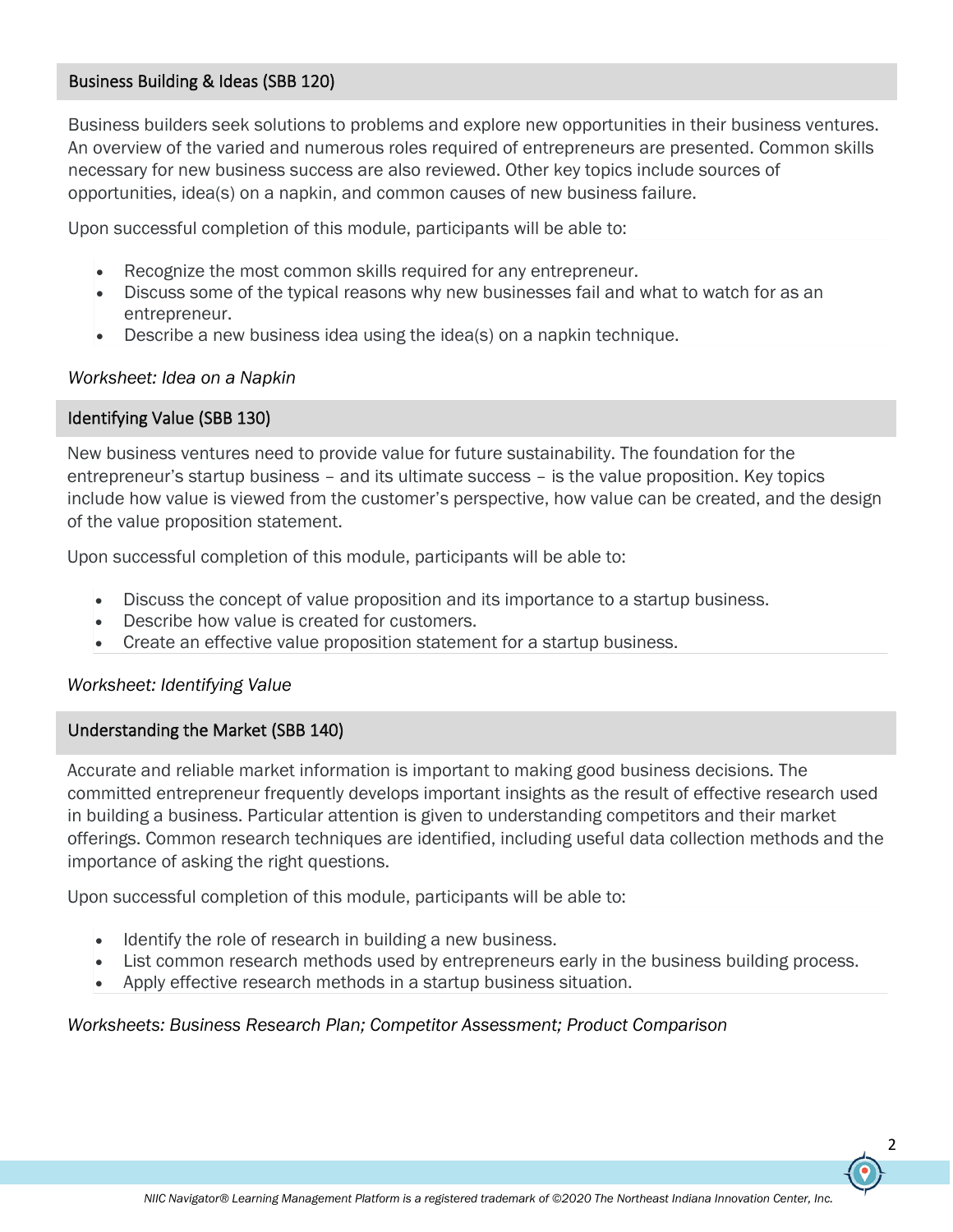## Business Building & Ideas (SBB 120)

Business builders seek solutions to problems and explore new opportunities in their business ventures. An overview of the varied and numerous roles required of entrepreneurs are presented. Common skills necessary for new business success are also reviewed. Other key topics include sources of opportunities, idea(s) on a napkin, and common causes of new business failure.

Upon successful completion of this module, participants will be able to:

- Recognize the most common skills required for any entrepreneur.
- Discuss some of the typical reasons why new businesses fail and what to watch for as an entrepreneur.
- Describe a new business idea using the idea(s) on a napkin technique.

*Worksheet: Idea on a Napkin*

## Identifying Value (SBB 130)

New business ventures need to provide value for future sustainability. The foundation for the entrepreneur's startup business – and its ultimate success – is the value proposition. Key topics include how value is viewed from the customer's perspective, how value can be created, and the design of the value proposition statement.

Upon successful completion of this module, participants will be able to:

- Discuss the concept of value proposition and its importance to a startup business.
- Describe how value is created for customers.
- Create an effective value proposition statement for a startup business.

*Worksheet: Identifying Value*

## Understanding the Market (SBB 140)

Accurate and reliable market information is important to making good business decisions. The committed entrepreneur frequently develops important insights as the result of effective research used in building a business. Particular attention is given to understanding competitors and their market offerings. Common research techniques are identified, including useful data collection methods and the importance of asking the right questions.

Upon successful completion of this module, participants will be able to:

- Identify the role of research in building a new business.
- List common research methods used by entrepreneurs early in the business building process.
- Apply effective research methods in a startup business situation.

*Worksheets: Business Research Plan; Competitor Assessment; Product Comparison*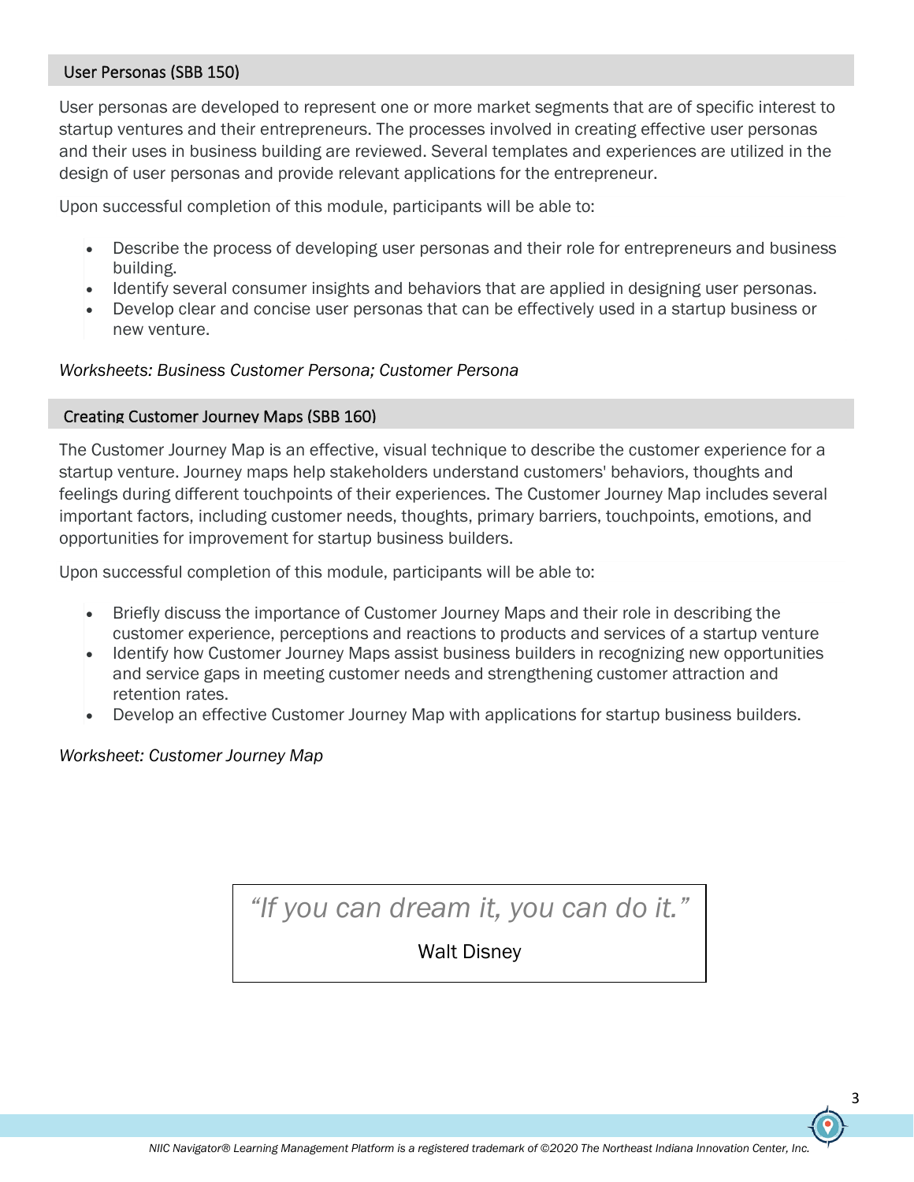## User Personas (SBB 150)

User personas are developed to represent one or more market segments that are of specific interest to startup ventures and their entrepreneurs. The processes involved in creating effective user personas and their uses in business building are reviewed. Several templates and experiences are utilized in the design of user personas and provide relevant applications for the entrepreneur.

Upon successful completion of this module, participants will be able to:

- Describe the process of developing user personas and their role for entrepreneurs and business building.
- Identify several consumer insights and behaviors that are applied in designing user personas.
- Develop clear and concise user personas that can be effectively used in a startup business or new venture.

*Worksheets: Business Customer Persona; Customer Persona*

## Creating Customer Journey Maps (SBB 160)

The Customer Journey Map is an effective, visual technique to describe the customer experience for a startup venture. Journey maps help stakeholders understand customers' behaviors, thoughts and feelings during different touchpoints of their experiences. The Customer Journey Map includes several important factors, including customer needs, thoughts, primary barriers, touchpoints, emotions, and opportunities for improvement for startup business builders.

Upon successful completion of this module, participants will be able to:

- Briefly discuss the importance of Customer Journey Maps and their role in describing the customer experience, perceptions and reactions to products and services of a startup venture
- Identify how Customer Journey Maps assist business builders in recognizing new opportunities and service gaps in meeting customer needs and strengthening customer attraction and retention rates.
- Develop an effective Customer Journey Map with applications for startup business builders.

*Worksheet: Customer Journey Map*

> *"If you can dream it, you can do it."*
>
> Walt Disney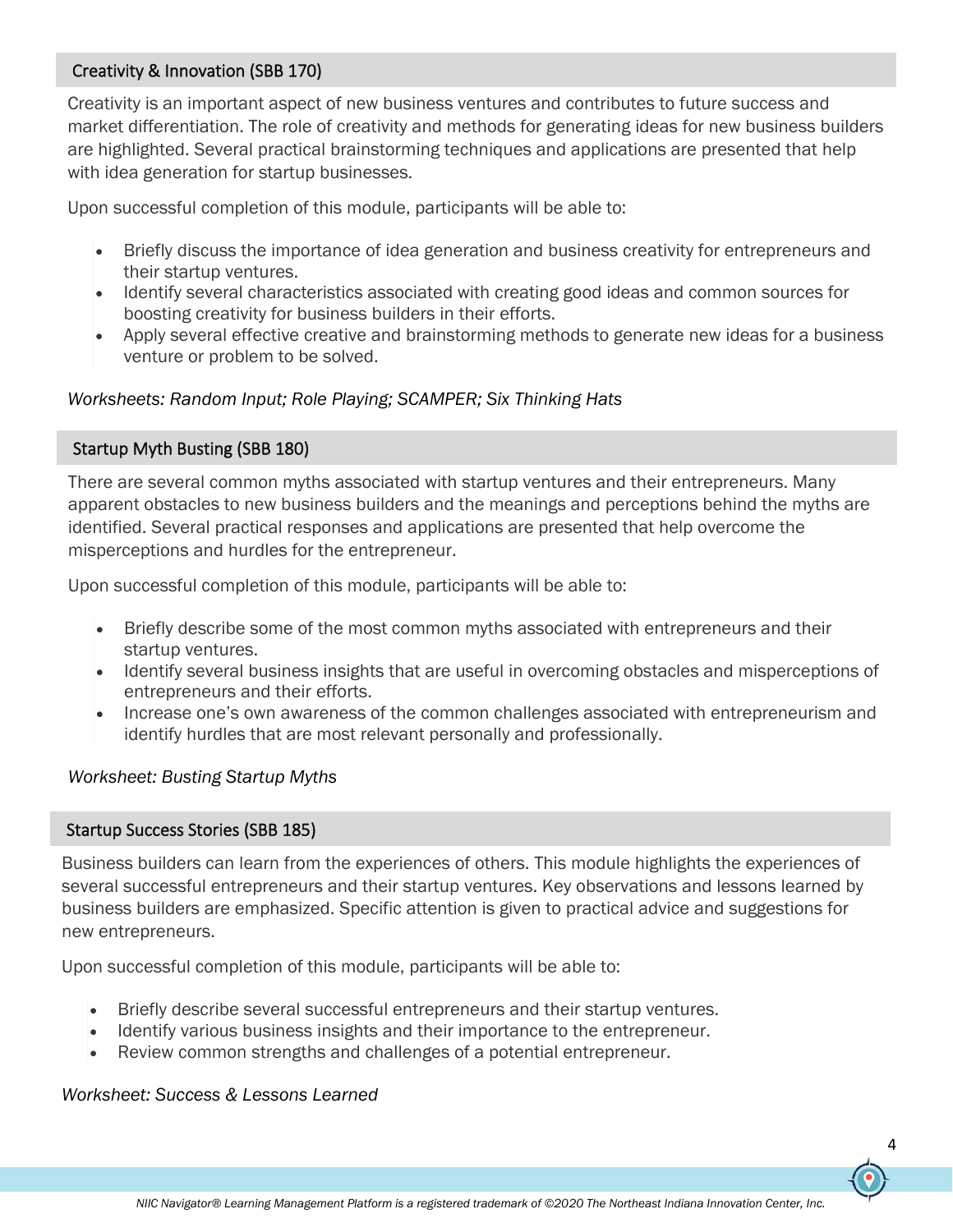## Creativity & Innovation (SBB 170)

Creativity is an important aspect of new business ventures and contributes to future success and market differentiation. The role of creativity and methods for generating ideas for new business builders are highlighted. Several practical brainstorming techniques and applications are presented that help with idea generation for startup businesses.

Upon successful completion of this module, participants will be able to:

- Briefly discuss the importance of idea generation and business creativity for entrepreneurs and their startup ventures.
- Identify several characteristics associated with creating good ideas and common sources for boosting creativity for business builders in their efforts.
- Apply several effective creative and brainstorming methods to generate new ideas for a business venture or problem to be solved.

*Worksheets: Random Input; Role Playing; SCAMPER; Six Thinking Hats*

## Startup Myth Busting (SBB 180)

There are several common myths associated with startup ventures and their entrepreneurs. Many apparent obstacles to new business builders and the meanings and perceptions behind the myths are identified. Several practical responses and applications are presented that help overcome the misperceptions and hurdles for the entrepreneur.

Upon successful completion of this module, participants will be able to:

- Briefly describe some of the most common myths associated with entrepreneurs and their startup ventures.
- Identify several business insights that are useful in overcoming obstacles and misperceptions of entrepreneurs and their efforts.
- Increase one's own awareness of the common challenges associated with entrepreneurism and identify hurdles that are most relevant personally and professionally.

*Worksheet: Busting Startup Myths*

## Startup Success Stories (SBB 185)

Business builders can learn from the experiences of others. This module highlights the experiences of several successful entrepreneurs and their startup ventures. Key observations and lessons learned by business builders are emphasized. Specific attention is given to practical advice and suggestions for new entrepreneurs.

Upon successful completion of this module, participants will be able to:

- Briefly describe several successful entrepreneurs and their startup ventures.
- Identify various business insights and their importance to the entrepreneur.
- Review common strengths and challenges of a potential entrepreneur.

*Worksheet: Success & Lessons Learned*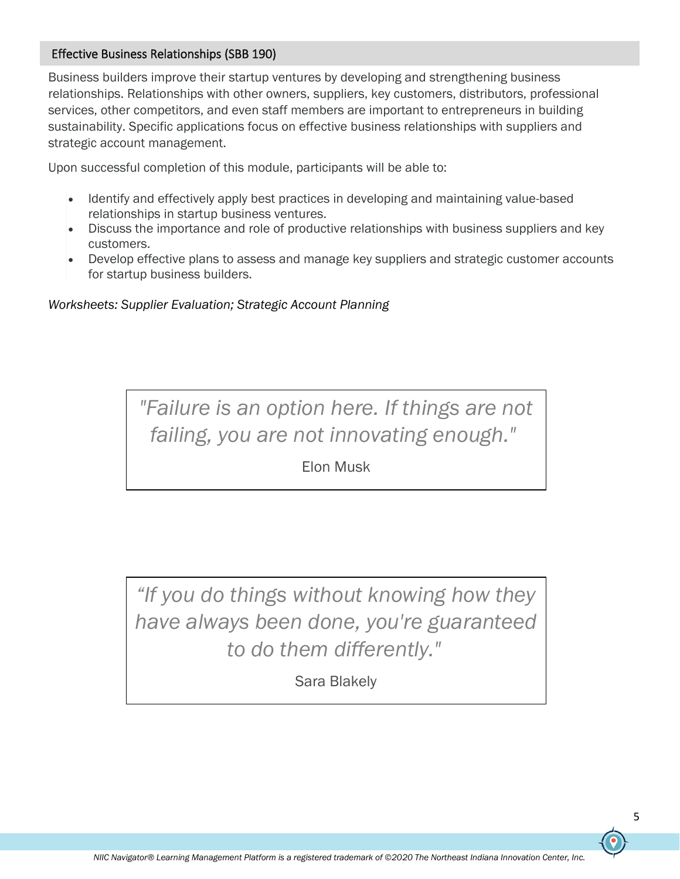## Effective Business Relationships (SBB 190)

Business builders improve their startup ventures by developing and strengthening business relationships. Relationships with other owners, suppliers, key customers, distributors, professional services, other competitors, and even staff members are important to entrepreneurs in building sustainability. Specific applications focus on effective business relationships with suppliers and strategic account management.

Upon successful completion of this module, participants will be able to:

- Identify and effectively apply best practices in developing and maintaining value-based relationships in startup business ventures.
- Discuss the importance and role of productive relationships with business suppliers and key customers.
- Develop effective plans to assess and manage key suppliers and strategic customer accounts for startup business builders.

*Worksheets: Supplier Evaluation; Strategic Account Planning*

> *"Failure is an option here. If things are not failing, you are not innovating enough."*
>
> Elon Musk

> *“If you do things without knowing how they have always been done, you're guaranteed to do them differently."*
>
> Sara Blakely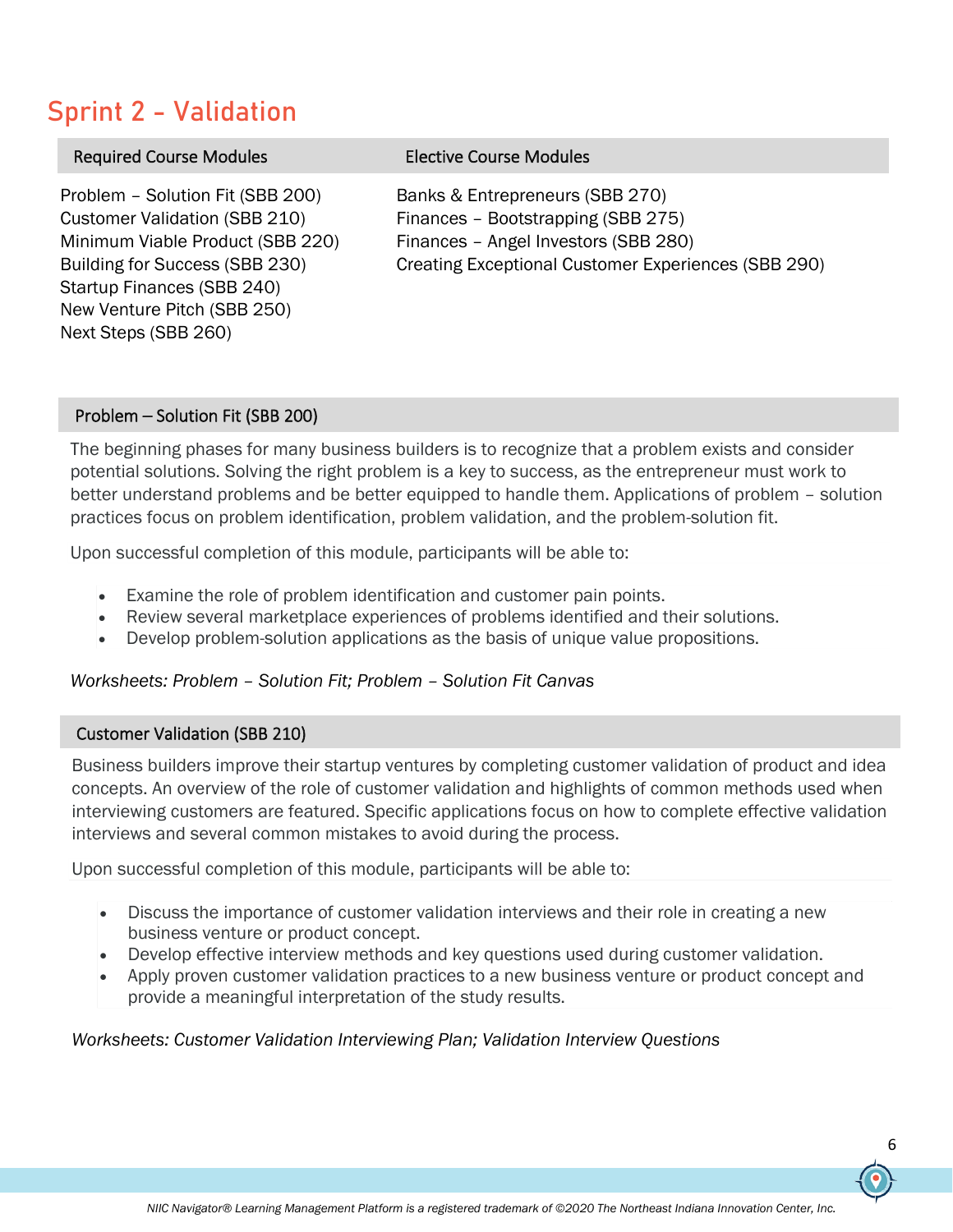## Sprint 2 - Validation

| Required Course Modules | Elective Course Modules |
| --- | --- |
| Problem – Solution Fit (SBB 200) | Banks & Entrepreneurs (SBB 270) |
| Customer Validation (SBB 210) | Finances – Bootstrapping (SBB 275) |
| Minimum Viable Product (SBB 220) | Finances – Angel Investors (SBB 280) |
| Building for Success (SBB 230) | Creating Exceptional Customer Experiences (SBB 290) |
| Startup Finances (SBB 240) | |
| New Venture Pitch (SBB 250) | |
| Next Steps (SBB 260) | |

### Problem – Solution Fit (SBB 200)

The beginning phases for many business builders is to recognize that a problem exists and consider potential solutions. Solving the right problem is a key to success, as the entrepreneur must work to better understand problems and be better equipped to handle them. Applications of problem – solution practices focus on problem identification, problem validation, and the problem-solution fit.

Upon successful completion of this module, participants will be able to:

- Examine the role of problem identification and customer pain points.
- Review several marketplace experiences of problems identified and their solutions.
- Develop problem-solution applications as the basis of unique value propositions.

*Worksheets: Problem – Solution Fit; Problem – Solution Fit Canvas*

### Customer Validation (SBB 210)

Business builders improve their startup ventures by completing customer validation of product and idea concepts. An overview of the role of customer validation and highlights of common methods used when interviewing customers are featured. Specific applications focus on how to complete effective validation interviews and several common mistakes to avoid during the process.

Upon successful completion of this module, participants will be able to:

- Discuss the importance of customer validation interviews and their role in creating a new business venture or product concept.
- Develop effective interview methods and key questions used during customer validation.
- Apply proven customer validation practices to a new business venture or product concept and provide a meaningful interpretation of the study results.

*Worksheets: Customer Validation Interviewing Plan; Validation Interview Questions*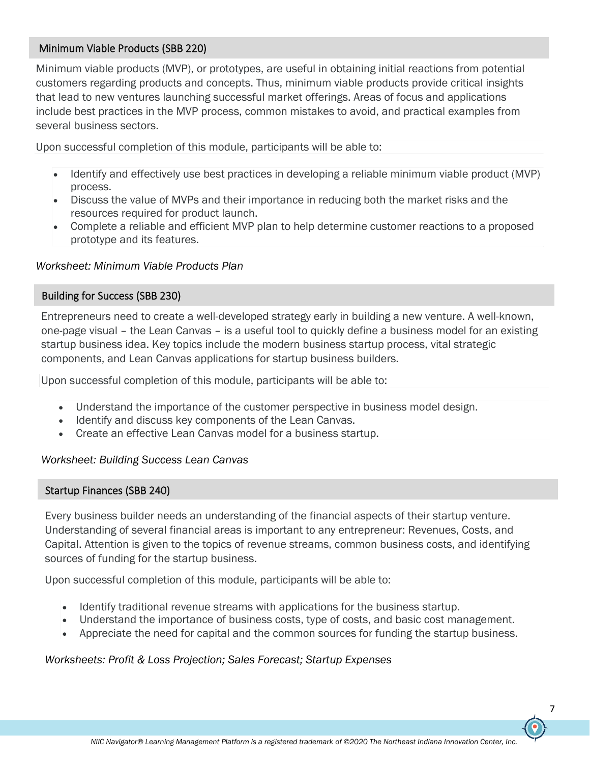## Minimum Viable Products (SBB 220)

Minimum viable products (MVP), or prototypes, are useful in obtaining initial reactions from potential customers regarding products and concepts. Thus, minimum viable products provide critical insights that lead to new ventures launching successful market offerings. Areas of focus and applications include best practices in the MVP process, common mistakes to avoid, and practical examples from several business sectors.

Upon successful completion of this module, participants will be able to:

- Identify and effectively use best practices in developing a reliable minimum viable product (MVP) process.
- Discuss the value of MVPs and their importance in reducing both the market risks and the resources required for product launch.
- Complete a reliable and efficient MVP plan to help determine customer reactions to a proposed prototype and its features.

*Worksheet: Minimum Viable Products Plan*

## Building for Success (SBB 230)

Entrepreneurs need to create a well-developed strategy early in building a new venture. A well-known, one-page visual – the Lean Canvas – is a useful tool to quickly define a business model for an existing startup business idea. Key topics include the modern business startup process, vital strategic components, and Lean Canvas applications for startup business builders.

Upon successful completion of this module, participants will be able to:

- Understand the importance of the customer perspective in business model design.
- Identify and discuss key components of the Lean Canvas.
- Create an effective Lean Canvas model for a business startup.

*Worksheet: Building Success Lean Canvas*

## Startup Finances (SBB 240)

Every business builder needs an understanding of the financial aspects of their startup venture. Understanding of several financial areas is important to any entrepreneur: Revenues, Costs, and Capital. Attention is given to the topics of revenue streams, common business costs, and identifying sources of funding for the startup business.

Upon successful completion of this module, participants will be able to:

- Identify traditional revenue streams with applications for the business startup.
- Understand the importance of business costs, type of costs, and basic cost management.
- Appreciate the need for capital and the common sources for funding the startup business.

*Worksheets: Profit & Loss Projection; Sales Forecast; Startup Expenses*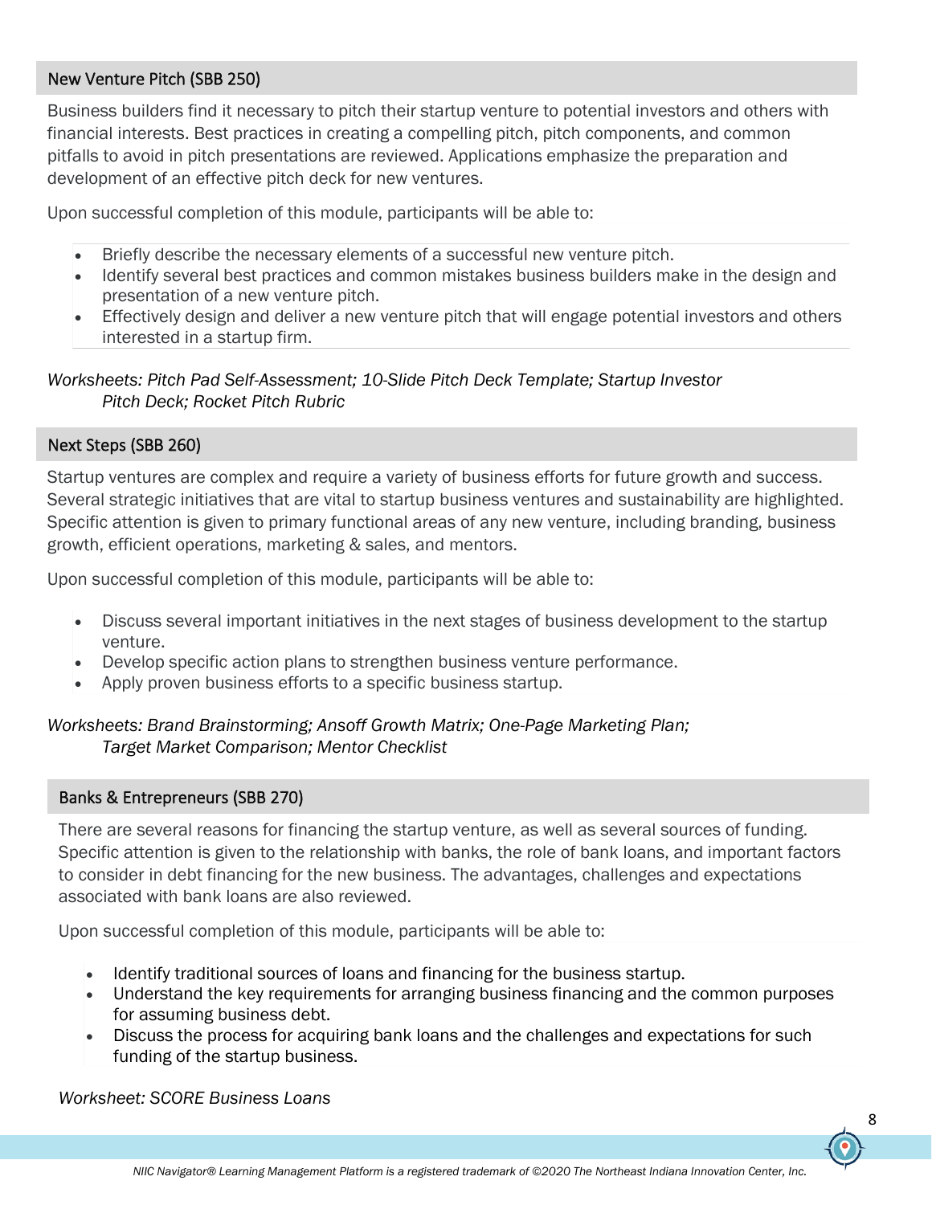## New Venture Pitch (SBB 250)

Business builders find it necessary to pitch their startup venture to potential investors and others with financial interests. Best practices in creating a compelling pitch, pitch components, and common pitfalls to avoid in pitch presentations are reviewed. Applications emphasize the preparation and development of an effective pitch deck for new ventures.

Upon successful completion of this module, participants will be able to:

- Briefly describe the necessary elements of a successful new venture pitch.
- Identify several best practices and common mistakes business builders make in the design and presentation of a new venture pitch.
- Effectively design and deliver a new venture pitch that will engage potential investors and others interested in a startup firm.

*Worksheets: Pitch Pad Self-Assessment; 10-Slide Pitch Deck Template; Startup Investor Pitch Deck; Rocket Pitch Rubric*

## Next Steps (SBB 260)

Startup ventures are complex and require a variety of business efforts for future growth and success. Several strategic initiatives that are vital to startup business ventures and sustainability are highlighted. Specific attention is given to primary functional areas of any new venture, including branding, business growth, efficient operations, marketing & sales, and mentors.

Upon successful completion of this module, participants will be able to:

- Discuss several important initiatives in the next stages of business development to the startup venture.
- Develop specific action plans to strengthen business venture performance.
- Apply proven business efforts to a specific business startup.

*Worksheets: Brand Brainstorming; Ansoff Growth Matrix; One-Page Marketing Plan; Target Market Comparison; Mentor Checklist*

## Banks & Entrepreneurs (SBB 270)

There are several reasons for financing the startup venture, as well as several sources of funding. Specific attention is given to the relationship with banks, the role of bank loans, and important factors to consider in debt financing for the new business. The advantages, challenges and expectations associated with bank loans are also reviewed.

Upon successful completion of this module, participants will be able to:

- Identify traditional sources of loans and financing for the business startup.
- Understand the key requirements for arranging business financing and the common purposes for assuming business debt.
- Discuss the process for acquiring bank loans and the challenges and expectations for such funding of the startup business.

*Worksheet: SCORE Business Loans*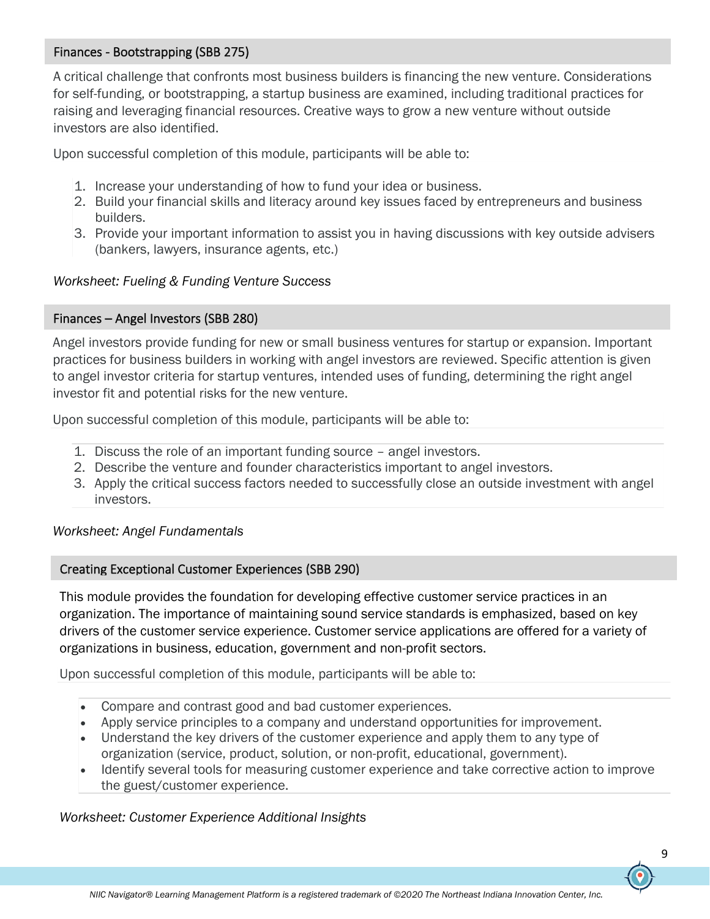## Finances - Bootstrapping (SBB 275)

A critical challenge that confronts most business builders is financing the new venture. Considerations for self-funding, or bootstrapping, a startup business are examined, including traditional practices for raising and leveraging financial resources. Creative ways to grow a new venture without outside investors are also identified.

Upon successful completion of this module, participants will be able to:

1. Increase your understanding of how to fund your idea or business.
2. Build your financial skills and literacy around key issues faced by entrepreneurs and business builders.
3. Provide your important information to assist you in having discussions with key outside advisers (bankers, lawyers, insurance agents, etc.)

*Worksheet: Fueling & Funding Venture Success*

## Finances – Angel Investors (SBB 280)

Angel investors provide funding for new or small business ventures for startup or expansion. Important practices for business builders in working with angel investors are reviewed. Specific attention is given to angel investor criteria for startup ventures, intended uses of funding, determining the right angel investor fit and potential risks for the new venture.

Upon successful completion of this module, participants will be able to:

1. Discuss the role of an important funding source – angel investors.
2. Describe the venture and founder characteristics important to angel investors.
3. Apply the critical success factors needed to successfully close an outside investment with angel investors.

*Worksheet: Angel Fundamentals*

## Creating Exceptional Customer Experiences (SBB 290)

This module provides the foundation for developing effective customer service practices in an organization. The importance of maintaining sound service standards is emphasized, based on key drivers of the customer service experience. Customer service applications are offered for a variety of organizations in business, education, government and non-profit sectors.

Upon successful completion of this module, participants will be able to:

- Compare and contrast good and bad customer experiences.
- Apply service principles to a company and understand opportunities for improvement.
- Understand the key drivers of the customer experience and apply them to any type of organization (service, product, solution, or non-profit, educational, government).
- Identify several tools for measuring customer experience and take corrective action to improve the guest/customer experience.

*Worksheet: Customer Experience Additional Insights*